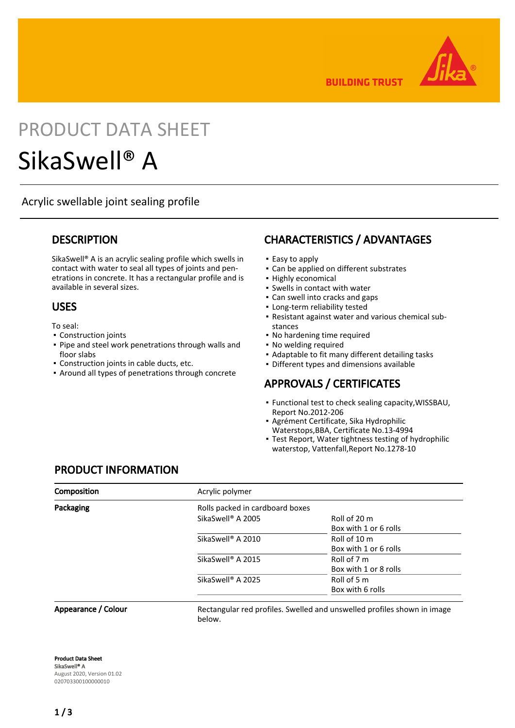# PRODUCT DATA SHEET

# SikaSwell® A

Acrylic swellable joint sealing profile

## DESCRIPTION

SikaSwell® A is an acrylic sealing profile which swells in contact with water to seal all types of joints and penetrations in concrete. It has a rectangular profile and is available in several sizes.

## USES

To seal:

- Construction joints
- Pipe and steel work penetrations through walls and floor slabs
- Construction joints in cable ducts, etc.
- Around all types of penetrations through concrete

## CHARACTERISTICS / ADVANTAGES

- Easy to apply
- Can be applied on different substrates
- Highly economical
- Swells in contact with water
- Can swell into cracks and gaps
- Long-term reliability tested
- Resistant against water and various chemical substances
- No hardening time required
- No welding required
- Adaptable to fit many different detailing tasks
- Different types and dimensions available

## APPROVALS / CERTIFICATES

- Functional test to check sealing capacity,WISSBAU, Report No.2012-206
- Agrément Certificate, Sika Hydrophilic Waterstops,BBA, Certificate No.13-4994
- Test Report, Water tightness testing of hydrophilic waterstop, Vattenfall,Report No.1278-10

## PRODUCT INFORMATION

| | | |
|---|---|---|
| **Composition** | Acrylic polymer | |
| **Packaging** | Rolls packed in cardboard boxes | |
| | SikaSwell® A 2005 | Roll of 20 m<br>Box with 1 or 6 rolls |
| | SikaSwell® A 2010 | Roll of 10 m<br>Box with 1 or 6 rolls |
| | SikaSwell® A 2015 | Roll of 7 m<br>Box with 1 or 8 rolls |
| | SikaSwell® A 2025 | Roll of 5 m<br>Box with 6 rolls |
| **Appearance / Colour** | Rectangular red profiles. Swelled and unswelled profiles shown in image below. | |

**Product Data Sheet**
**SikaSwell® A**
August 2020, Version 01.02
020703300100000010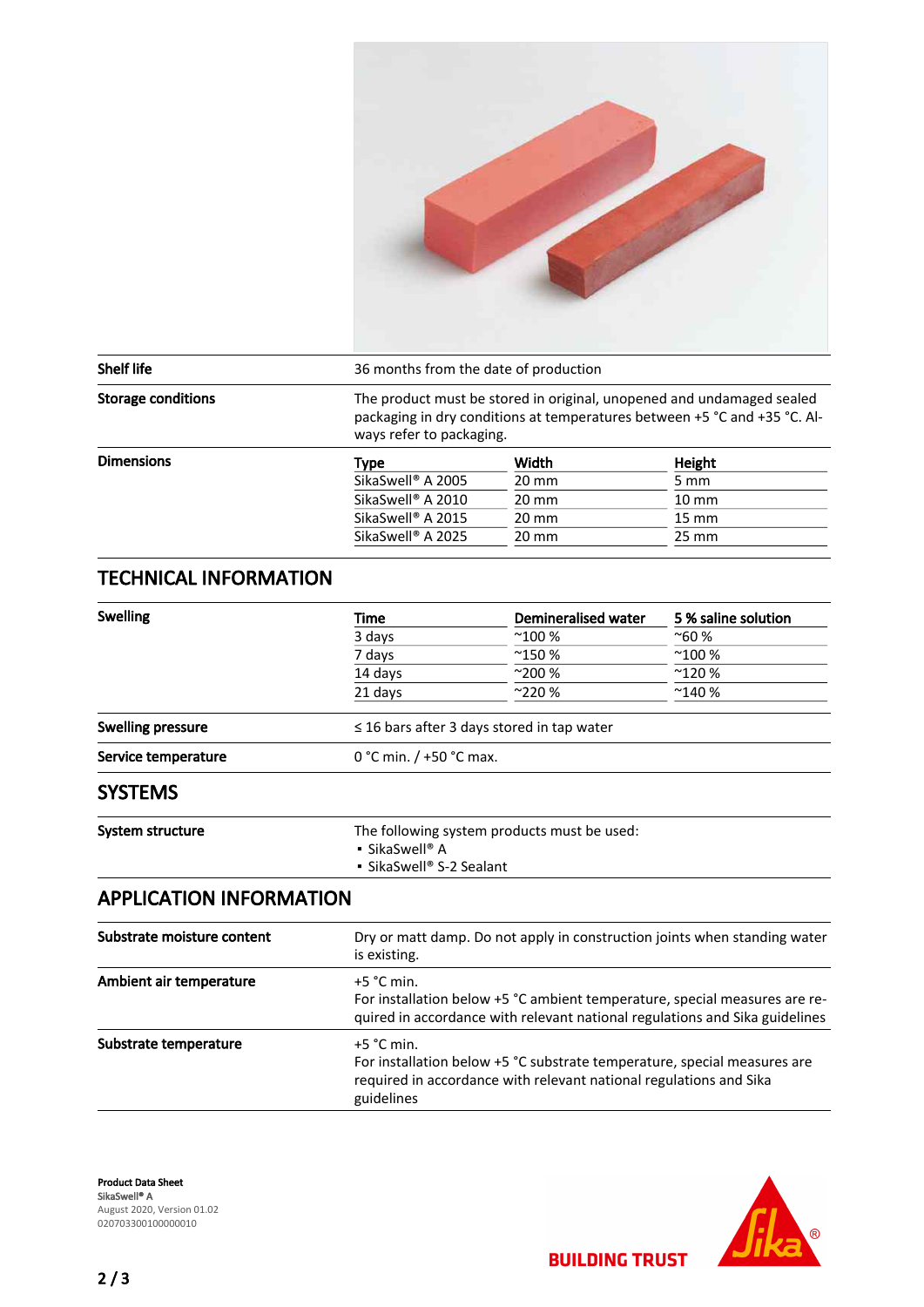| | |
|---|---|
| **Shelf life** | 36 months from the date of production |
| **Storage conditions** | The product must be stored in original, unopened and undamaged sealed packaging in dry conditions at temperatures between +5 °C and +35 °C. Always refer to packaging. |

**Dimensions**

| Type | Width | Height |
|---|---|---|
| SikaSwell® A 2005 | 20 mm | 5 mm |
| SikaSwell® A 2010 | 20 mm | 10 mm |
| SikaSwell® A 2015 | 20 mm | 15 mm |
| SikaSwell® A 2025 | 20 mm | 25 mm |

## TECHNICAL INFORMATION

**Swelling**

| Time | Demineralised water | 5 % saline solution |
|---|---|---|
| 3 days | ~100 % | ~60 % |
| 7 days | ~150 % | ~100 % |
| 14 days | ~200 % | ~120 % |
| 21 days | ~220 % | ~140 % |

| | |
|---|---|
| **Swelling pressure** | ≤ 16 bars after 3 days stored in tap water |
| **Service temperature** | 0 °C min. / +50 °C max. |

## SYSTEMS

**System structure**

The following system products must be used:
- SikaSwell® A
- SikaSwell® S-2 Sealant

## APPLICATION INFORMATION

| | |
|---|---|
| **Substrate moisture content** | Dry or matt damp. Do not apply in construction joints when standing water is existing. |
| **Ambient air temperature** | +5 °C min.<br>For installation below +5 °C ambient temperature, special measures are required in accordance with relevant national regulations and Sika guidelines |
| **Substrate temperature** | +5 °C min.<br>For installation below +5 °C substrate temperature, special measures are required in accordance with relevant national regulations and Sika guidelines |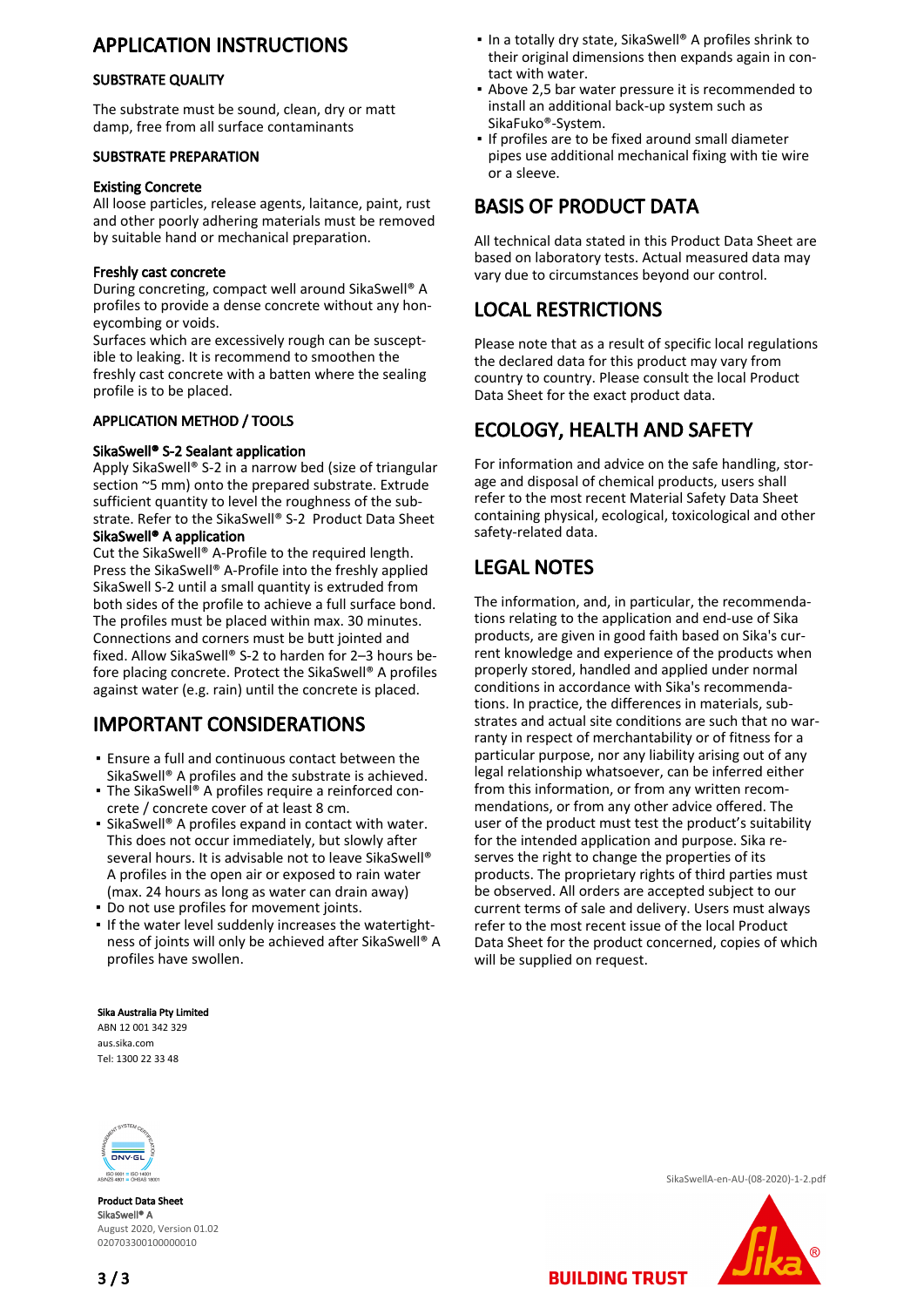## APPLICATION INSTRUCTIONS

### SUBSTRATE QUALITY

The substrate must be sound, clean, dry or matt damp, free from all surface contaminants

### SUBSTRATE PREPARATION

**Existing Concrete**
All loose particles, release agents, laitance, paint, rust and other poorly adhering materials must be removed by suitable hand or mechanical preparation.

**Freshly cast concrete**
During concreting, compact well around SikaSwell® A profiles to provide a dense concrete without any honeycombing or voids.
Surfaces which are excessively rough can be susceptible to leaking. It is recommend to smoothen the freshly cast concrete with a batten where the sealing profile is to be placed.

### APPLICATION METHOD / TOOLS

**SikaSwell® S-2 Sealant application**
Apply SikaSwell® S-2 in a narrow bed (size of triangular section ~5 mm) onto the prepared substrate. Extrude sufficient quantity to level the roughness of the substrate. Refer to the SikaSwell® S-2 Product Data Sheet
**SikaSwell® A application**
Cut the SikaSwell® A-Profile to the required length. Press the SikaSwell® A-Profile into the freshly applied SikaSwell S-2 until a small quantity is extruded from both sides of the profile to achieve a full surface bond. The profiles must be placed within max. 30 minutes. Connections and corners must be butt jointed and fixed. Allow SikaSwell® S-2 to harden for 2–3 hours before placing concrete. Protect the SikaSwell® A profiles against water (e.g. rain) until the concrete is placed.

## IMPORTANT CONSIDERATIONS

- Ensure a full and continuous contact between the SikaSwell® A profiles and the substrate is achieved.
- The SikaSwell® A profiles require a reinforced concrete / concrete cover of at least 8 cm.
- SikaSwell® A profiles expand in contact with water. This does not occur immediately, but slowly after several hours. It is advisable not to leave SikaSwell® A profiles in the open air or exposed to rain water (max. 24 hours as long as water can drain away)
- Do not use profiles for movement joints.
- If the water level suddenly increases the watertightness of joints will only be achieved after SikaSwell® A profiles have swollen.
- In a totally dry state, SikaSwell® A profiles shrink to their original dimensions then expands again in contact with water.
- Above 2,5 bar water pressure it is recommended to install an additional back-up system such as SikaFuko®-System.
- If profiles are to be fixed around small diameter pipes use additional mechanical fixing with tie wire or a sleeve.

## BASIS OF PRODUCT DATA

All technical data stated in this Product Data Sheet are based on laboratory tests. Actual measured data may vary due to circumstances beyond our control.

## LOCAL RESTRICTIONS

Please note that as a result of specific local regulations the declared data for this product may vary from country to country. Please consult the local Product Data Sheet for the exact product data.

## ECOLOGY, HEALTH AND SAFETY

For information and advice on the safe handling, storage and disposal of chemical products, users shall refer to the most recent Material Safety Data Sheet containing physical, ecological, toxicological and other safety-related data.

## LEGAL NOTES

The information, and, in particular, the recommendations relating to the application and end-use of Sika products, are given in good faith based on Sika's current knowledge and experience of the products when properly stored, handled and applied under normal conditions in accordance with Sika's recommendations. In practice, the differences in materials, substrates and actual site conditions are such that no warranty in respect of merchantability or of fitness for a particular purpose, nor any liability arising out of any legal relationship whatsoever, can be inferred either from this information, or from any written recommendations, or from any other advice offered. The user of the product must test the product's suitability for the intended application and purpose. Sika reserves the right to change the properties of its products. The proprietary rights of third parties must be observed. All orders are accepted subject to our current terms of sale and delivery. Users must always refer to the most recent issue of the local Product Data Sheet for the product concerned, copies of which will be supplied on request.

**Sika Australia Pty Limited**
ABN 12 001 342 329
aus.sika.com
Tel: 1300 22 33 48

**Product Data Sheet**
**SikaSwell® A**
August 2020, Version 01.02
020703300100000010

SikaSwellA-en-AU-(08-2020)-1-2.pdf

BUILDING TRUST